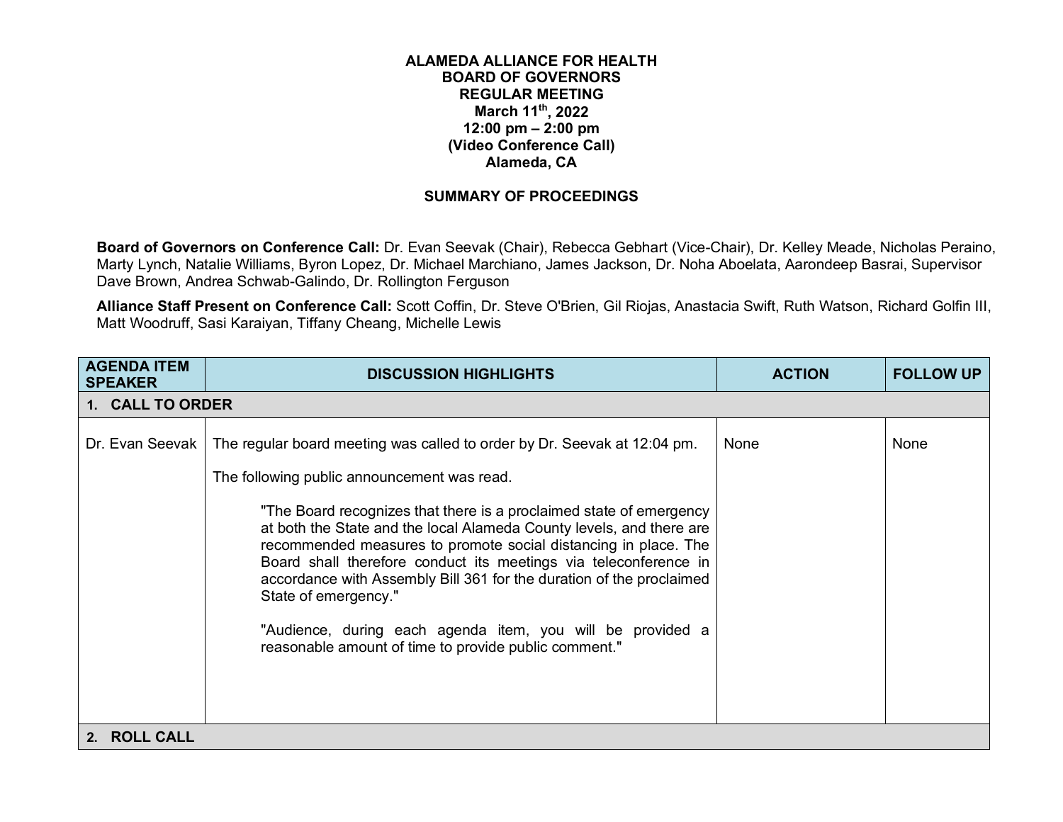# ALAMEDA ALLIANCE FOR HEALTH
# BOARD OF GOVERNORS
## REGULAR MEETING
**March 11th, 2022**
**12:00 pm – 2:00 pm**
**(Video Conference Call)**
**Alameda, CA**

## SUMMARY OF PROCEEDINGS

**Board of Governors on Conference Call:** Dr. Evan Seevak (Chair), Rebecca Gebhart (Vice-Chair), Dr. Kelley Meade, Nicholas Peraino, Marty Lynch, Natalie Williams, Byron Lopez, Dr. Michael Marchiano, James Jackson, Dr. Noha Aboelata, Aarondeep Basrai, Supervisor Dave Brown, Andrea Schwab-Galindo, Dr. Rollington Ferguson

**Alliance Staff Present on Conference Call:** Scott Coffin, Dr. Steve O'Brien, Gil Riojas, Anastacia Swift, Ruth Watson, Richard Golfin III, Matt Woodruff, Sasi Karaiyan, Tiffany Cheang, Michelle Lewis

| AGENDA ITEM SPEAKER | DISCUSSION HIGHLIGHTS | ACTION | FOLLOW UP |
|---|---|---|---|
| **1. CALL TO ORDER** | | | |
| Dr. Evan Seevak | The regular board meeting was called to order by Dr. Seevak at 12:04 pm.<br><br>The following public announcement was read.<br><br>"The Board recognizes that there is a proclaimed state of emergency at both the State and the local Alameda County levels, and there are recommended measures to promote social distancing in place. The Board shall therefore conduct its meetings via teleconference in accordance with Assembly Bill 361 for the duration of the proclaimed State of emergency."<br><br>"Audience, during each agenda item, you will be provided a reasonable amount of time to provide public comment." | None | None |
| **2. ROLL CALL** | | | |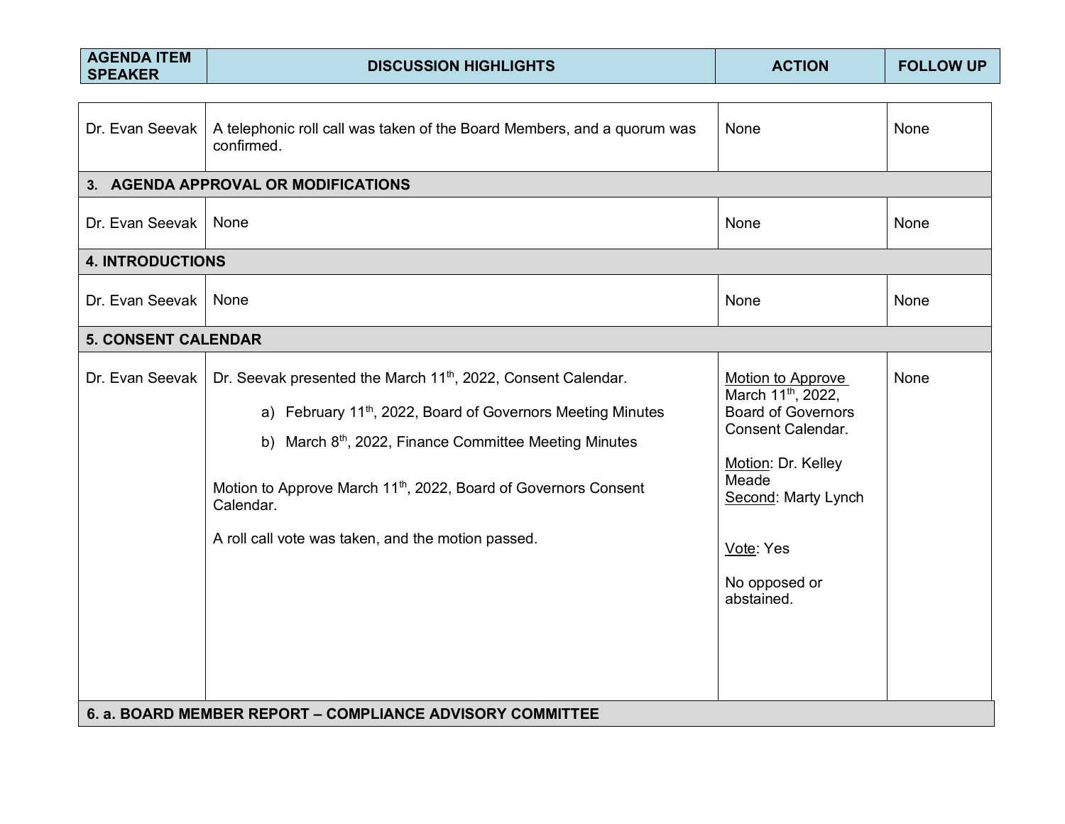| AGENDA ITEM SPEAKER | DISCUSSION HIGHLIGHTS | ACTION | FOLLOW UP |
|---|---|---|---|
| Dr. Evan Seevak | A telephonic roll call was taken of the Board Members, and a quorum was confirmed. | None | None |
| **3. AGENDA APPROVAL OR MODIFICATIONS** | | | |
| Dr. Evan Seevak | None | None | None |
| **4. INTRODUCTIONS** | | | |
| Dr. Evan Seevak | None | None | None |
| **5. CONSENT CALENDAR** | | | |
| Dr. Evan Seevak | Dr. Seevak presented the March 11th, 2022, Consent Calendar.<br><br>a) February 11th, 2022, Board of Governors Meeting Minutes<br>b) March 8th, 2022, Finance Committee Meeting Minutes<br><br>Motion to Approve March 11th, 2022, Board of Governors Consent Calendar.<br><br>A roll call vote was taken, and the motion passed. | Motion to Approve March 11th, 2022, Board of Governors Consent Calendar.<br><br>Motion: Dr. Kelley Meade<br>Second: Marty Lynch<br><br>Vote: Yes<br><br>No opposed or abstained. | None |
| **6. a. BOARD MEMBER REPORT – COMPLIANCE ADVISORY COMMITTEE** | | | |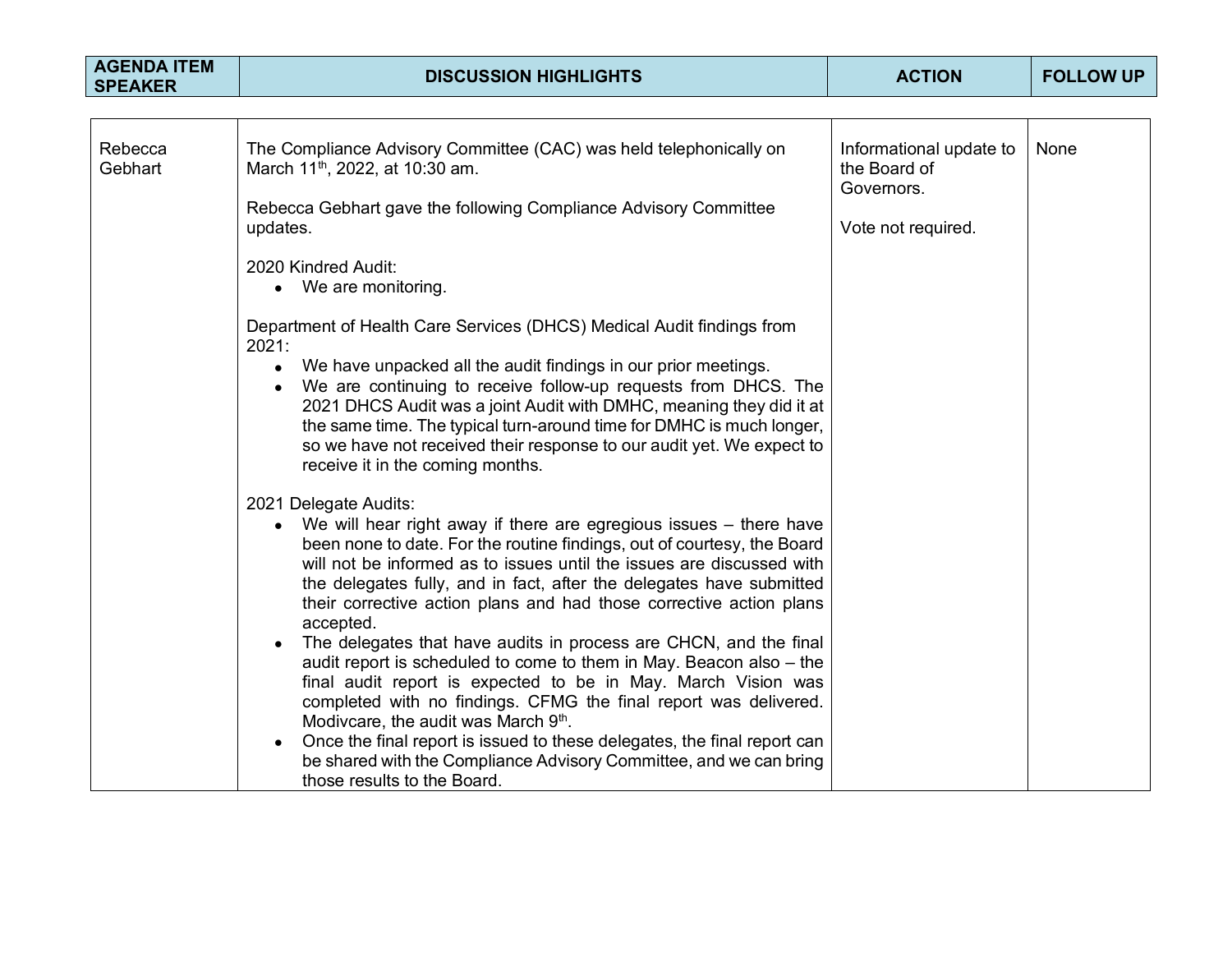| AGENDA ITEM SPEAKER | DISCUSSION HIGHLIGHTS | ACTION | FOLLOW UP |
|---|---|---|---|
| Rebecca Gebhart | The Compliance Advisory Committee (CAC) was held telephonically on March 11th, 2022, at 10:30 am.<br><br>Rebecca Gebhart gave the following Compliance Advisory Committee updates.<br><br>2020 Kindred Audit:<br>• We are monitoring.<br><br>Department of Health Care Services (DHCS) Medical Audit findings from 2021:<br>• We have unpacked all the audit findings in our prior meetings.<br>• We are continuing to receive follow-up requests from DHCS. The 2021 DHCS Audit was a joint Audit with DMHC, meaning they did it at the same time. The typical turn-around time for DMHC is much longer, so we have not received their response to our audit yet. We expect to receive it in the coming months.<br><br>2021 Delegate Audits:<br>• We will hear right away if there are egregious issues – there have been none to date. For the routine findings, out of courtesy, the Board will not be informed as to issues until the issues are discussed with the delegates fully, and in fact, after the delegates have submitted their corrective action plans and had those corrective action plans accepted.<br>• The delegates that have audits in process are CHCN, and the final audit report is scheduled to come to them in May. Beacon also – the final audit report is expected to be in May. March Vision was completed with no findings. CFMG the final report was delivered. Modivcare, the audit was March 9th.<br>• Once the final report is issued to these delegates, the final report can be shared with the Compliance Advisory Committee, and we can bring those results to the Board. | Informational update to the Board of Governors.<br><br>Vote not required. | None |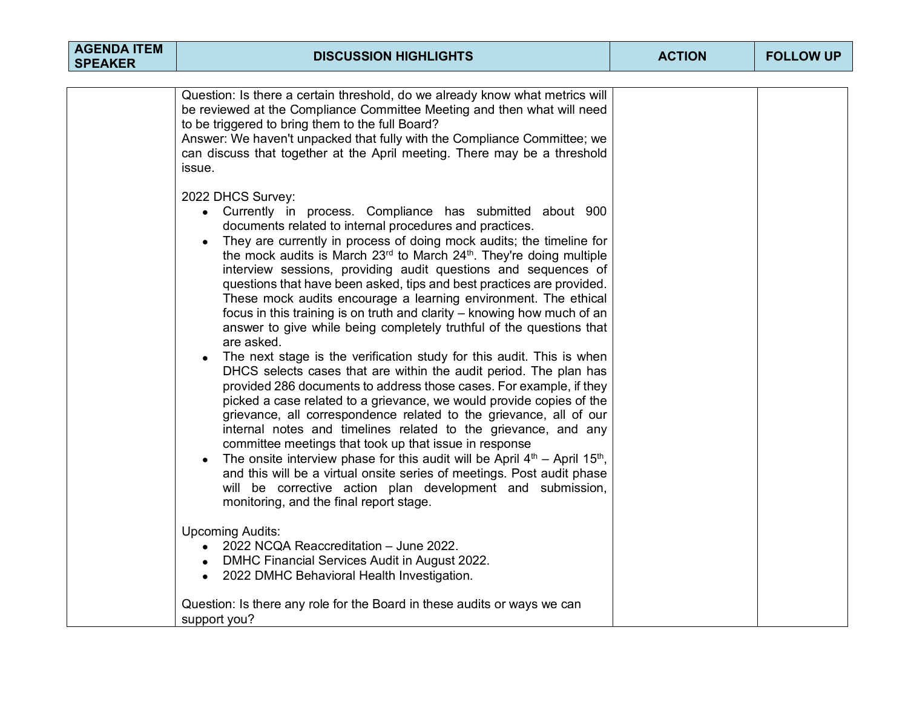| AGENDA ITEM SPEAKER | DISCUSSION HIGHLIGHTS | ACTION | FOLLOW UP |
|---|---|---|---|
| | Question: Is there a certain threshold, do we already know what metrics will be reviewed at the Compliance Committee Meeting and then what will need to be triggered to bring them to the full Board?<br>Answer: We haven't unpacked that fully with the Compliance Committee; we can discuss that together at the April meeting. There may be a threshold issue.<br><br>2022 DHCS Survey:<br>• Currently in process. Compliance has submitted about 900 documents related to internal procedures and practices.<br>• They are currently in process of doing mock audits; the timeline for the mock audits is March 23rd to March 24th. They're doing multiple interview sessions, providing audit questions and sequences of questions that have been asked, tips and best practices are provided. These mock audits encourage a learning environment. The ethical focus in this training is on truth and clarity – knowing how much of an answer to give while being completely truthful of the questions that are asked.<br>• The next stage is the verification study for this audit. This is when DHCS selects cases that are within the audit period. The plan has provided 286 documents to address those cases. For example, if they picked a case related to a grievance, we would provide copies of the grievance, all correspondence related to the grievance, all of our internal notes and timelines related to the grievance, and any committee meetings that took up that issue in response<br>• The onsite interview phase for this audit will be April 4th – April 15th, and this will be a virtual onsite series of meetings. Post audit phase will be corrective action plan development and submission, monitoring, and the final report stage.<br><br>Upcoming Audits:<br>• 2022 NCQA Reaccreditation – June 2022.<br>• DMHC Financial Services Audit in August 2022.<br>• 2022 DMHC Behavioral Health Investigation.<br><br>Question: Is there any role for the Board in these audits or ways we can support you? | | |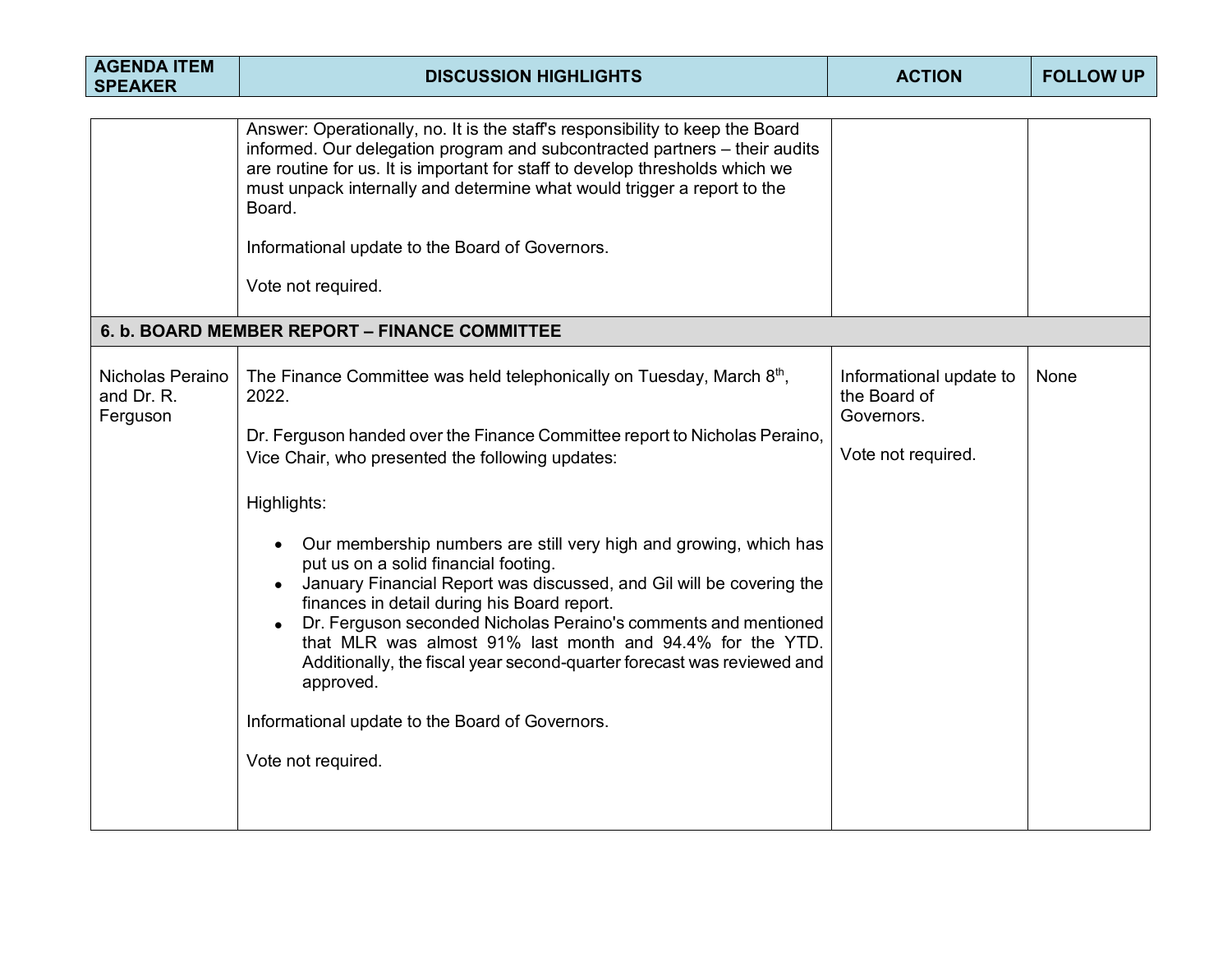| AGENDA ITEM SPEAKER | DISCUSSION HIGHLIGHTS | ACTION | FOLLOW UP |
| --- | --- | --- | --- |
| | Answer: Operationally, no. It is the staff's responsibility to keep the Board informed. Our delegation program and subcontracted partners – their audits are routine for us. It is important for staff to develop thresholds which we must unpack internally and determine what would trigger a report to the Board.<br><br>Informational update to the Board of Governors.<br><br>Vote not required. | | |
| **6. b. BOARD MEMBER REPORT – FINANCE COMMITTEE** | | | |
| Nicholas Peraino and Dr. R. Ferguson | The Finance Committee was held telephonically on Tuesday, March 8th, 2022.<br><br>Dr. Ferguson handed over the Finance Committee report to Nicholas Peraino, Vice Chair, who presented the following updates:<br><br>Highlights:<br><br>• Our membership numbers are still very high and growing, which has put us on a solid financial footing.<br>• January Financial Report was discussed, and Gil will be covering the finances in detail during his Board report.<br>• Dr. Ferguson seconded Nicholas Peraino's comments and mentioned that MLR was almost 91% last month and 94.4% for the YTD. Additionally, the fiscal year second-quarter forecast was reviewed and approved.<br><br>Informational update to the Board of Governors.<br><br>Vote not required. | Informational update to the Board of Governors.<br><br>Vote not required. | None |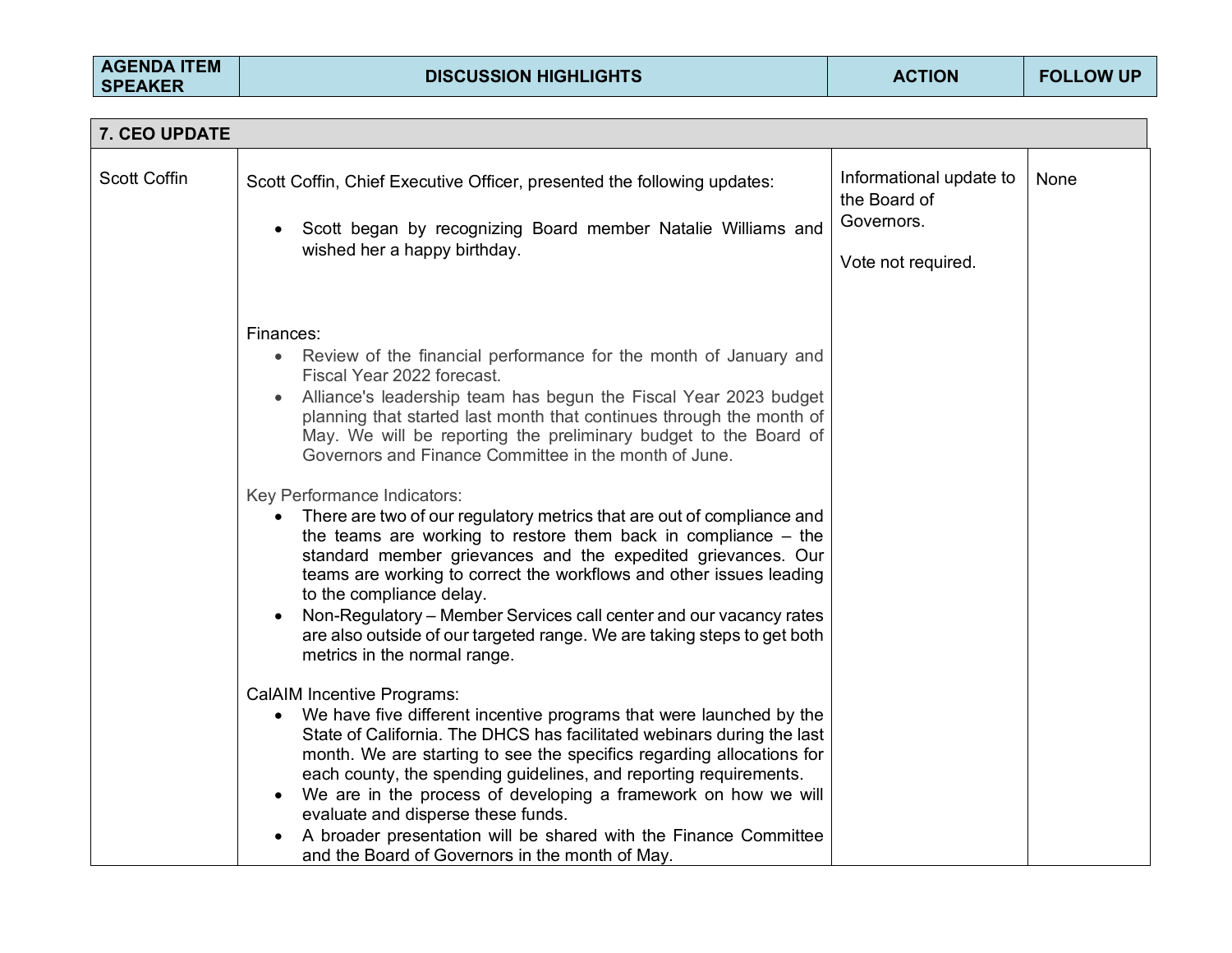| AGENDA ITEM SPEAKER | DISCUSSION HIGHLIGHTS | ACTION | FOLLOW UP |
|---|---|---|---|
| **7. CEO UPDATE** | | | |
| Scott Coffin | Scott Coffin, Chief Executive Officer, presented the following updates:<br><br>• Scott began by recognizing Board member Natalie Williams and wished her a happy birthday.<br><br>Finances:<br>• Review of the financial performance for the month of January and Fiscal Year 2022 forecast.<br>• Alliance's leadership team has begun the Fiscal Year 2023 budget planning that started last month that continues through the month of May. We will be reporting the preliminary budget to the Board of Governors and Finance Committee in the month of June.<br><br>Key Performance Indicators:<br>• There are two of our regulatory metrics that are out of compliance and the teams are working to restore them back in compliance – the standard member grievances and the expedited grievances. Our teams are working to correct the workflows and other issues leading to the compliance delay.<br>• Non-Regulatory – Member Services call center and our vacancy rates are also outside of our targeted range. We are taking steps to get both metrics in the normal range.<br><br>CalAIM Incentive Programs:<br>• We have five different incentive programs that were launched by the State of California. The DHCS has facilitated webinars during the last month. We are starting to see the specifics regarding allocations for each county, the spending guidelines, and reporting requirements.<br>• We are in the process of developing a framework on how we will evaluate and disperse these funds.<br>• A broader presentation will be shared with the Finance Committee and the Board of Governors in the month of May. | Informational update to the Board of Governors.<br><br>Vote not required. | None |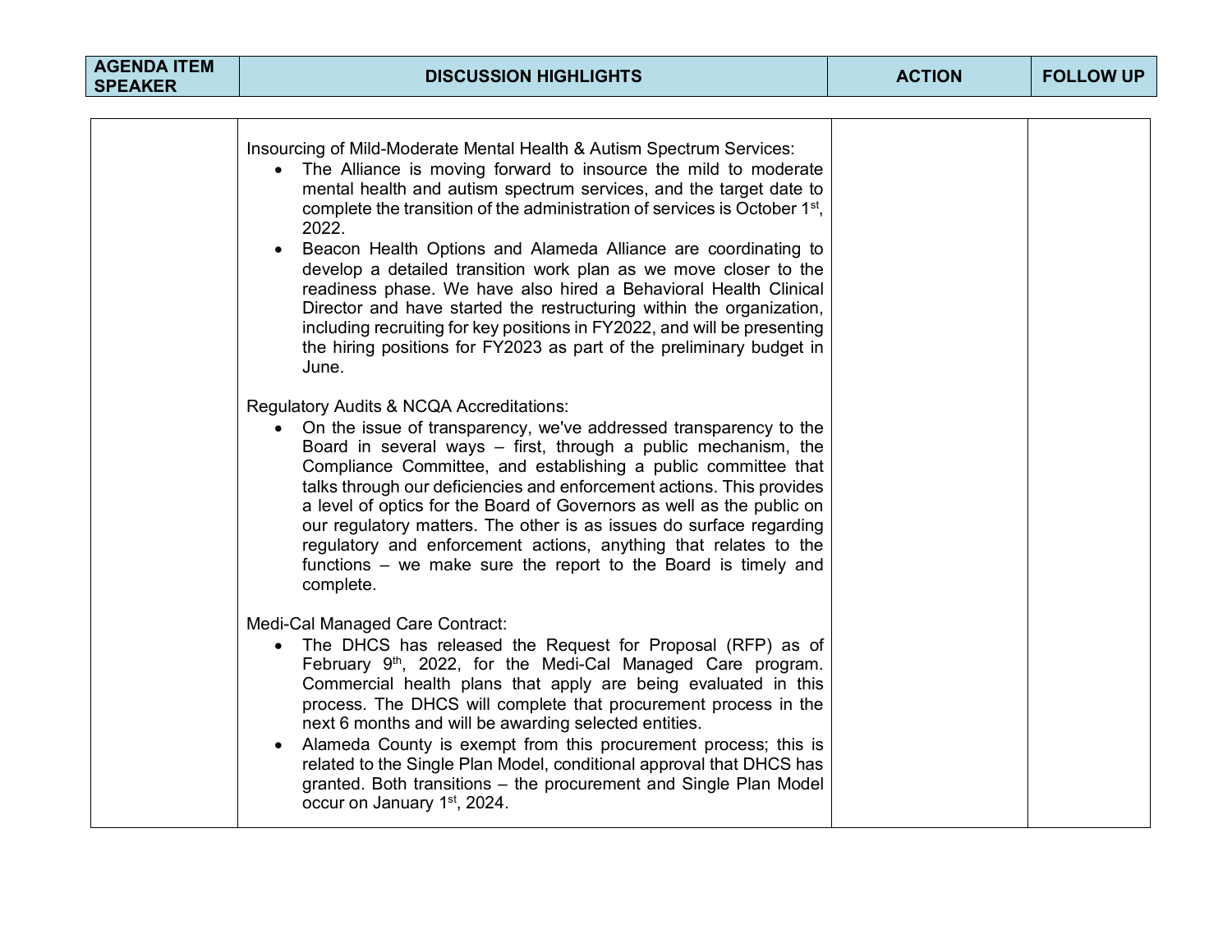| AGENDA ITEM SPEAKER | DISCUSSION HIGHLIGHTS | ACTION | FOLLOW UP |
|---|---|---|---|
| | Insourcing of Mild-Moderate Mental Health & Autism Spectrum Services:<br>• The Alliance is moving forward to insource the mild to moderate mental health and autism spectrum services, and the target date to complete the transition of the administration of services is October 1st, 2022.<br>• Beacon Health Options and Alameda Alliance are coordinating to develop a detailed transition work plan as we move closer to the readiness phase. We have also hired a Behavioral Health Clinical Director and have started the restructuring within the organization, including recruiting for key positions in FY2022, and will be presenting the hiring positions for FY2023 as part of the preliminary budget in June.<br><br>Regulatory Audits & NCQA Accreditations:<br>• On the issue of transparency, we've addressed transparency to the Board in several ways – first, through a public mechanism, the Compliance Committee, and establishing a public committee that talks through our deficiencies and enforcement actions. This provides a level of optics for the Board of Governors as well as the public on our regulatory matters. The other is as issues do surface regarding regulatory and enforcement actions, anything that relates to the functions – we make sure the report to the Board is timely and complete.<br><br>Medi-Cal Managed Care Contract:<br>• The DHCS has released the Request for Proposal (RFP) as of February 9th, 2022, for the Medi-Cal Managed Care program. Commercial health plans that apply are being evaluated in this process. The DHCS will complete that procurement process in the next 6 months and will be awarding selected entities.<br>• Alameda County is exempt from this procurement process; this is related to the Single Plan Model, conditional approval that DHCS has granted. Both transitions – the procurement and Single Plan Model occur on January 1st, 2024. | | |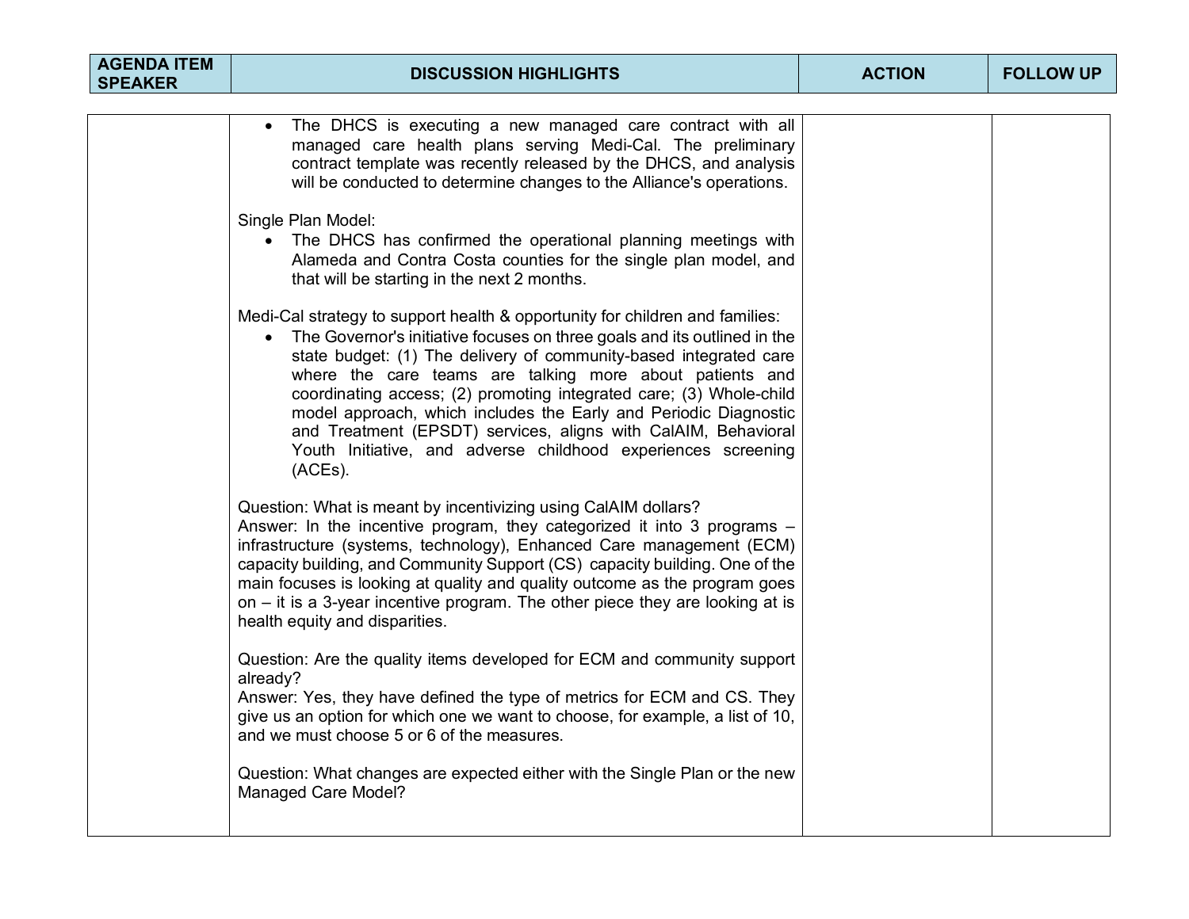| AGENDA ITEM SPEAKER | DISCUSSION HIGHLIGHTS | ACTION | FOLLOW UP |
|---|---|---|---|
| | • The DHCS is executing a new managed care contract with all managed care health plans serving Medi-Cal. The preliminary contract template was recently released by the DHCS, and analysis will be conducted to determine changes to the Alliance's operations.<br><br>Single Plan Model:<br>• The DHCS has confirmed the operational planning meetings with Alameda and Contra Costa counties for the single plan model, and that will be starting in the next 2 months.<br><br>Medi-Cal strategy to support health & opportunity for children and families:<br>• The Governor's initiative focuses on three goals and its outlined in the state budget: (1) The delivery of community-based integrated care where the care teams are talking more about patients and coordinating access; (2) promoting integrated care; (3) Whole-child model approach, which includes the Early and Periodic Diagnostic and Treatment (EPSDT) services, aligns with CalAIM, Behavioral Youth Initiative, and adverse childhood experiences screening (ACEs).<br><br>Question: What is meant by incentivizing using CalAIM dollars?<br>Answer: In the incentive program, they categorized it into 3 programs – infrastructure (systems, technology), Enhanced Care management (ECM) capacity building, and Community Support (CS) capacity building. One of the main focuses is looking at quality and quality outcome as the program goes on – it is a 3-year incentive program. The other piece they are looking at is health equity and disparities.<br><br>Question: Are the quality items developed for ECM and community support already?<br>Answer: Yes, they have defined the type of metrics for ECM and CS. They give us an option for which one we want to choose, for example, a list of 10, and we must choose 5 or 6 of the measures.<br><br>Question: What changes are expected either with the Single Plan or the new Managed Care Model? | | |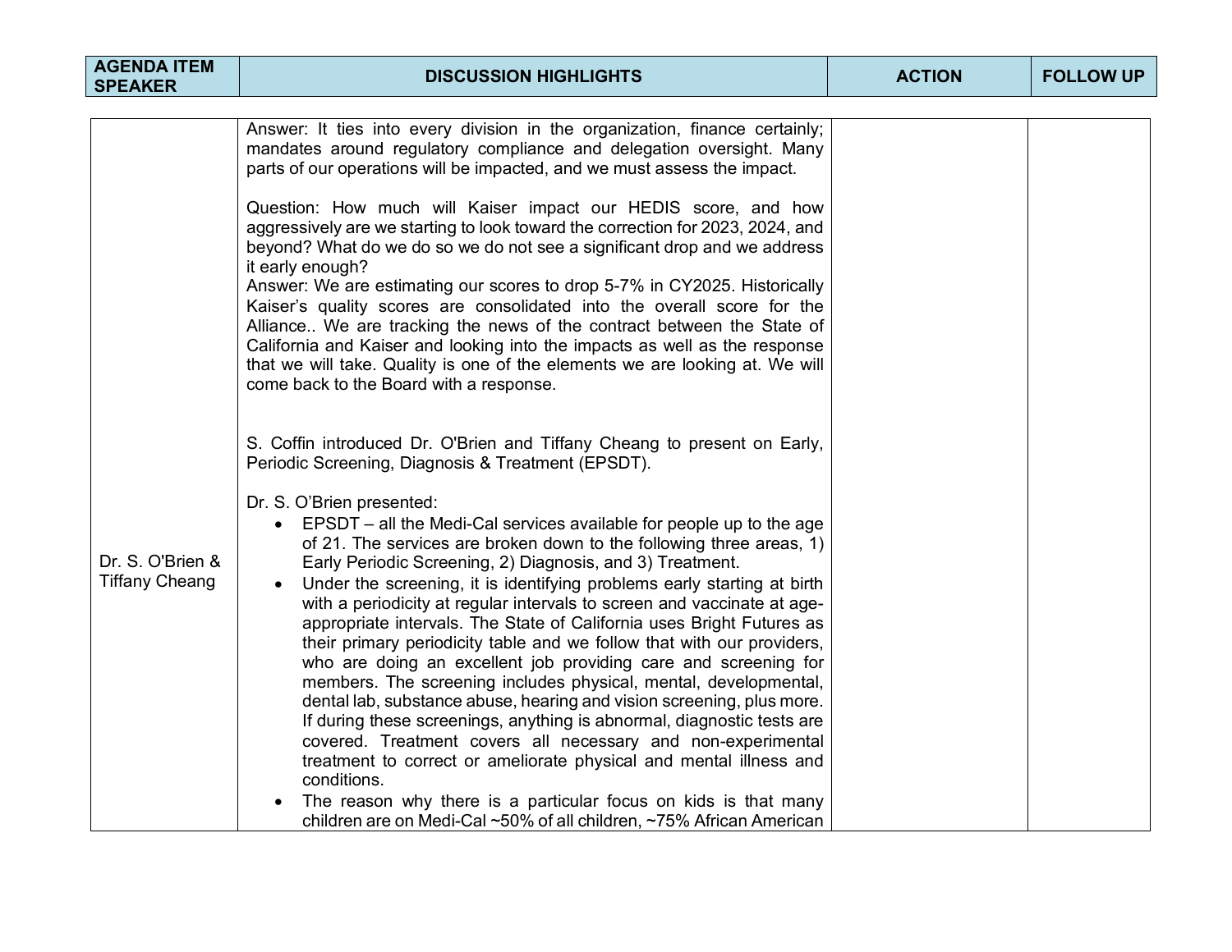| AGENDA ITEM SPEAKER | DISCUSSION HIGHLIGHTS | ACTION | FOLLOW UP |
|---|---|---|---|
| Dr. S. O'Brien & Tiffany Cheang | Answer: It ties into every division in the organization, finance certainly; mandates around regulatory compliance and delegation oversight. Many parts of our operations will be impacted, and we must assess the impact.<br><br>Question: How much will Kaiser impact our HEDIS score, and how aggressively are we starting to look toward the correction for 2023, 2024, and beyond? What do we do so we do not see a significant drop and we address it early enough?<br>Answer: We are estimating our scores to drop 5-7% in CY2025. Historically Kaiser's quality scores are consolidated into the overall score for the Alliance.. We are tracking the news of the contract between the State of California and Kaiser and looking into the impacts as well as the response that we will take. Quality is one of the elements we are looking at. We will come back to the Board with a response.<br><br>S. Coffin introduced Dr. O'Brien and Tiffany Cheang to present on Early, Periodic Screening, Diagnosis & Treatment (EPSDT).<br><br>Dr. S. O'Brien presented:<br>• EPSDT – all the Medi-Cal services available for people up to the age of 21. The services are broken down to the following three areas, 1) Early Periodic Screening, 2) Diagnosis, and 3) Treatment.<br>• Under the screening, it is identifying problems early starting at birth with a periodicity at regular intervals to screen and vaccinate at age-appropriate intervals. The State of California uses Bright Futures as their primary periodicity table and we follow that with our providers, who are doing an excellent job providing care and screening for members. The screening includes physical, mental, developmental, dental lab, substance abuse, hearing and vision screening, plus more. If during these screenings, anything is abnormal, diagnostic tests are covered. Treatment covers all necessary and non-experimental treatment to correct or ameliorate physical and mental illness and conditions.<br>• The reason why there is a particular focus on kids is that many children are on Medi-Cal ~50% of all children, ~75% African American | | |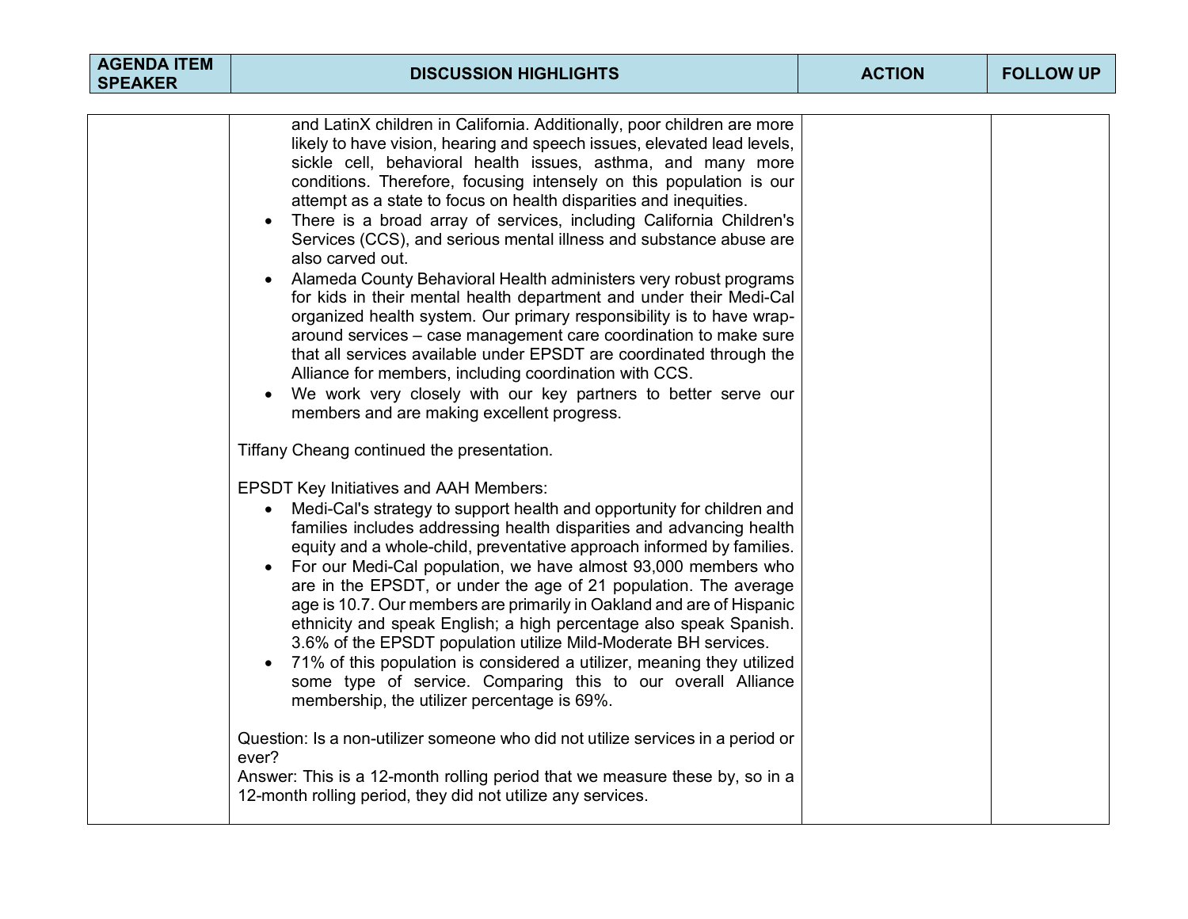| AGENDA ITEM SPEAKER | DISCUSSION HIGHLIGHTS | ACTION | FOLLOW UP |
|---|---|---|---|
| | and LatinX children in California. Additionally, poor children are more likely to have vision, hearing and speech issues, elevated lead levels, sickle cell, behavioral health issues, asthma, and many more conditions. Therefore, focusing intensely on this population is our attempt as a state to focus on health disparities and inequities.<br>• There is a broad array of services, including California Children's Services (CCS), and serious mental illness and substance abuse are also carved out.<br>• Alameda County Behavioral Health administers very robust programs for kids in their mental health department and under their Medi-Cal organized health system. Our primary responsibility is to have wrap-around services – case management care coordination to make sure that all services available under EPSDT are coordinated through the Alliance for members, including coordination with CCS.<br>• We work very closely with our key partners to better serve our members and are making excellent progress.<br><br>Tiffany Cheang continued the presentation.<br><br>EPSDT Key Initiatives and AAH Members:<br>• Medi-Cal's strategy to support health and opportunity for children and families includes addressing health disparities and advancing health equity and a whole-child, preventative approach informed by families.<br>• For our Medi-Cal population, we have almost 93,000 members who are in the EPSDT, or under the age of 21 population. The average age is 10.7. Our members are primarily in Oakland and are of Hispanic ethnicity and speak English; a high percentage also speak Spanish. 3.6% of the EPSDT population utilize Mild-Moderate BH services.<br>• 71% of this population is considered a utilizer, meaning they utilized some type of service. Comparing this to our overall Alliance membership, the utilizer percentage is 69%.<br><br>Question: Is a non-utilizer someone who did not utilize services in a period or ever?<br>Answer: This is a 12-month rolling period that we measure these by, so in a 12-month rolling period, they did not utilize any services. | | |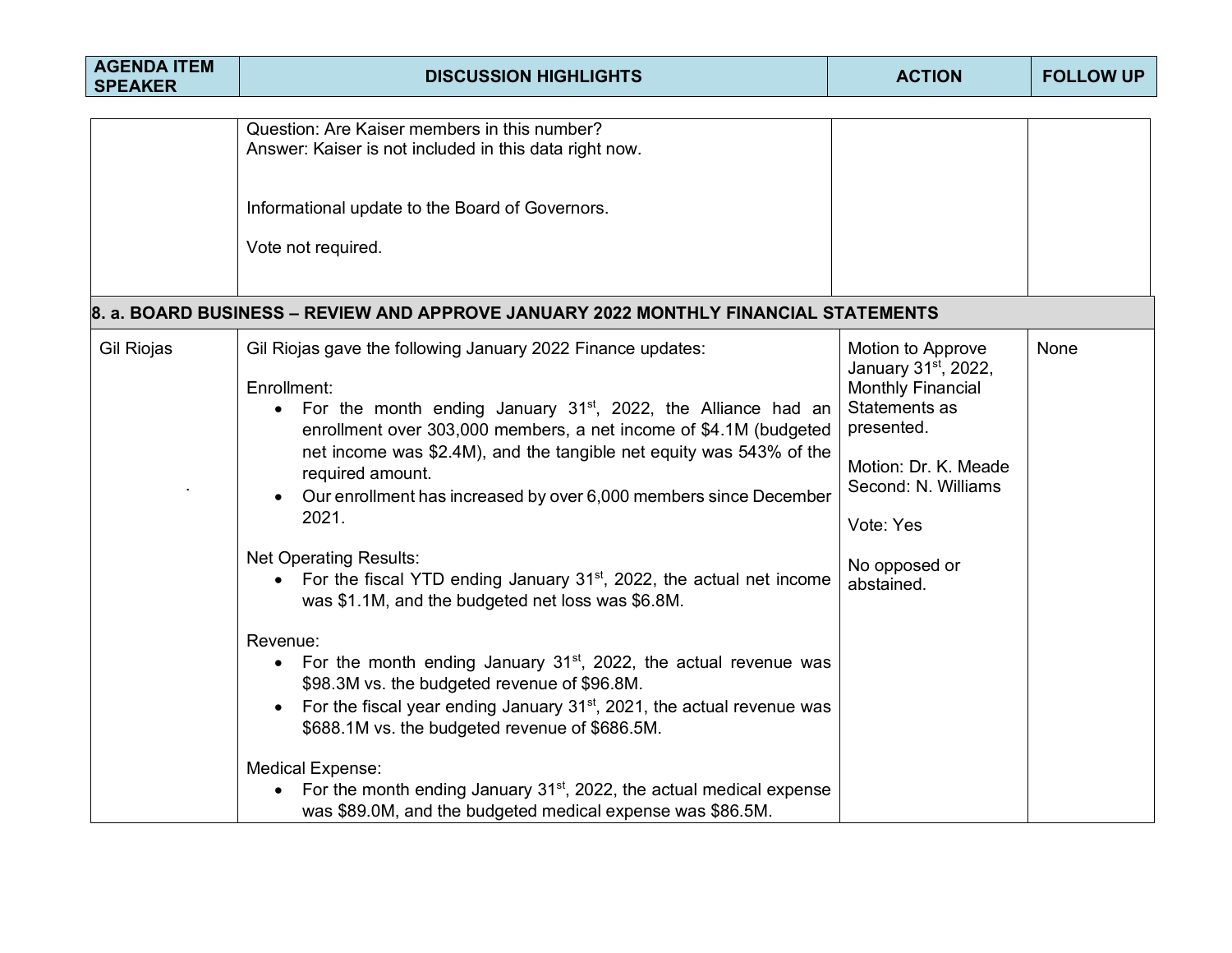| AGENDA ITEM SPEAKER | DISCUSSION HIGHLIGHTS | ACTION | FOLLOW UP |
|---|---|---|---|
| | Question: Are Kaiser members in this number?<br>Answer: Kaiser is not included in this data right now.<br><br>Informational update to the Board of Governors.<br><br>Vote not required. | | |
| **8. a. BOARD BUSINESS – REVIEW AND APPROVE JANUARY 2022 MONTHLY FINANCIAL STATEMENTS** | | | |
| Gil Riojas | Gil Riojas gave the following January 2022 Finance updates:<br><br>Enrollment:<br>• For the month ending January 31st, 2022, the Alliance had an enrollment over 303,000 members, a net income of $4.1M (budgeted net income was $2.4M), and the tangible net equity was 543% of the required amount.<br>• Our enrollment has increased by over 6,000 members since December 2021.<br><br>Net Operating Results:<br>• For the fiscal YTD ending January 31st, 2022, the actual net income was $1.1M, and the budgeted net loss was $6.8M.<br><br>Revenue:<br>• For the month ending January 31st, 2022, the actual revenue was $98.3M vs. the budgeted revenue of $96.8M.<br>• For the fiscal year ending January 31st, 2021, the actual revenue was $688.1M vs. the budgeted revenue of $686.5M.<br><br>Medical Expense:<br>• For the month ending January 31st, 2022, the actual medical expense was $89.0M, and the budgeted medical expense was $86.5M. | Motion to Approve January 31st, 2022, Monthly Financial Statements as presented.<br><br>Motion: Dr. K. Meade<br>Second: N. Williams<br><br>Vote: Yes<br><br>No opposed or abstained. | None |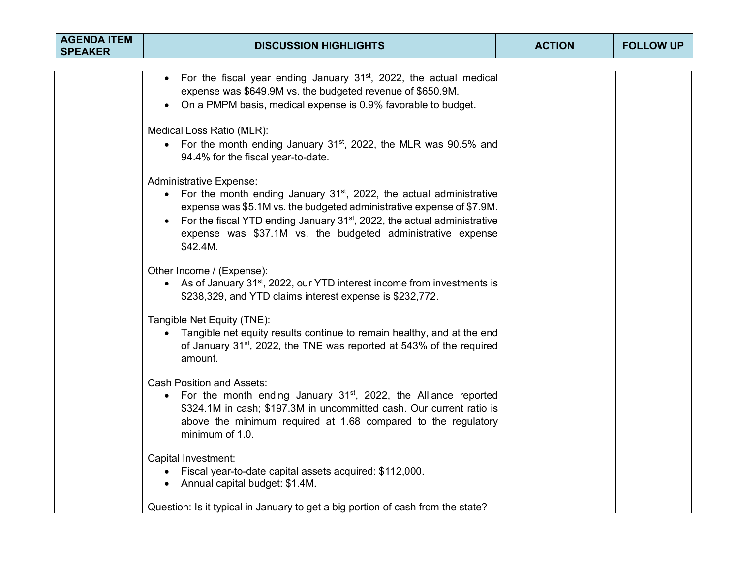| AGENDA ITEM SPEAKER | DISCUSSION HIGHLIGHTS | ACTION | FOLLOW UP |
|---|---|---|---|
| | • For the fiscal year ending January 31st, 2022, the actual medical expense was \$649.9M vs. the budgeted revenue of \$650.9M.<br>• On a PMPM basis, medical expense is 0.9% favorable to budget.<br><br>Medical Loss Ratio (MLR):<br>• For the month ending January 31st, 2022, the MLR was 90.5% and 94.4% for the fiscal year-to-date.<br><br>Administrative Expense:<br>• For the month ending January 31st, 2022, the actual administrative expense was \$5.1M vs. the budgeted administrative expense of \$7.9M.<br>• For the fiscal YTD ending January 31st, 2022, the actual administrative expense was \$37.1M vs. the budgeted administrative expense \$42.4M.<br><br>Other Income / (Expense):<br>• As of January 31st, 2022, our YTD interest income from investments is \$238,329, and YTD claims interest expense is \$232,772.<br><br>Tangible Net Equity (TNE):<br>• Tangible net equity results continue to remain healthy, and at the end of January 31st, 2022, the TNE was reported at 543% of the required amount.<br><br>Cash Position and Assets:<br>• For the month ending January 31st, 2022, the Alliance reported \$324.1M in cash; \$197.3M in uncommitted cash. Our current ratio is above the minimum required at 1.68 compared to the regulatory minimum of 1.0.<br><br>Capital Investment:<br>• Fiscal year-to-date capital assets acquired: \$112,000.<br>• Annual capital budget: \$1.4M.<br><br>Question: Is it typical in January to get a big portion of cash from the state? | | |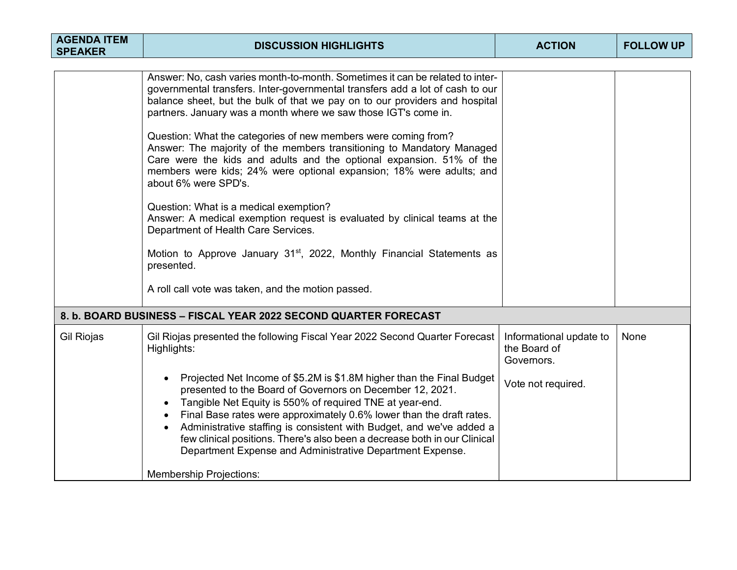| AGENDA ITEM SPEAKER | DISCUSSION HIGHLIGHTS | ACTION | FOLLOW UP |
|---|---|---|---|
| | Answer: No, cash varies month-to-month. Sometimes it can be related to inter-governmental transfers. Inter-governmental transfers add a lot of cash to our balance sheet, but the bulk of that we pay on to our providers and hospital partners. January was a month where we saw those IGT's come in.<br><br>Question: What the categories of new members were coming from?<br>Answer: The majority of the members transitioning to Mandatory Managed Care were the kids and adults and the optional expansion. 51% of the members were kids; 24% were optional expansion; 18% were adults; and about 6% were SPD's.<br><br>Question: What is a medical exemption?<br>Answer: A medical exemption request is evaluated by clinical teams at the Department of Health Care Services.<br><br>Motion to Approve January 31st, 2022, Monthly Financial Statements as presented.<br><br>A roll call vote was taken, and the motion passed. | | |
| **8. b. BOARD BUSINESS – FISCAL YEAR 2022 SECOND QUARTER FORECAST** | | | |
| Gil Riojas | Gil Riojas presented the following Fiscal Year 2022 Second Quarter Forecast Highlights:<br><br>• Projected Net Income of $5.2M is $1.8M higher than the Final Budget presented to the Board of Governors on December 12, 2021.<br>• Tangible Net Equity is 550% of required TNE at year-end.<br>• Final Base rates were approximately 0.6% lower than the draft rates.<br>• Administrative staffing is consistent with Budget, and we've added a few clinical positions. There's also been a decrease both in our Clinical Department Expense and Administrative Department Expense.<br><br>Membership Projections: | Informational update to the Board of Governors.<br><br>Vote not required. | None |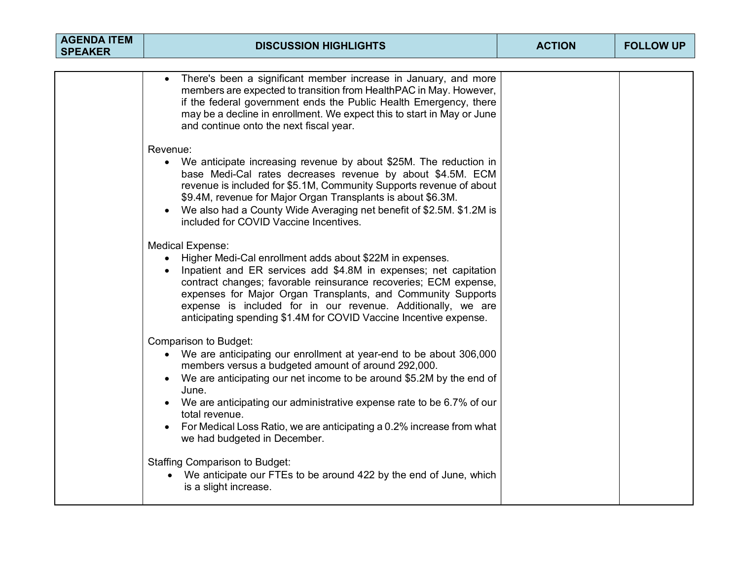| AGENDA ITEM SPEAKER | DISCUSSION HIGHLIGHTS | ACTION | FOLLOW UP |
|---|---|---|---|
| | <ul><li>There's been a significant member increase in January, and more members are expected to transition from HealthPAC in May. However, if the federal government ends the Public Health Emergency, there may be a decline in enrollment. We expect this to start in May or June and continue onto the next fiscal year.</li></ul>Revenue:<ul><li>We anticipate increasing revenue by about $25M. The reduction in base Medi-Cal rates decreases revenue by about $4.5M. ECM revenue is included for $5.1M, Community Supports revenue of about $9.4M, revenue for Major Organ Transplants is about $6.3M.</li><li>We also had a County Wide Averaging net benefit of $2.5M. $1.2M is included for COVID Vaccine Incentives.</li></ul>Medical Expense:<ul><li>Higher Medi-Cal enrollment adds about $22M in expenses.</li><li>Inpatient and ER services add $4.8M in expenses; net capitation contract changes; favorable reinsurance recoveries; ECM expense, expenses for Major Organ Transplants, and Community Supports expense is included for in our revenue. Additionally, we are anticipating spending $1.4M for COVID Vaccine Incentive expense.</li></ul>Comparison to Budget:<ul><li>We are anticipating our enrollment at year-end to be about 306,000 members versus a budgeted amount of around 292,000.</li><li>We are anticipating our net income to be around $5.2M by the end of June.</li><li>We are anticipating our administrative expense rate to be 6.7% of our total revenue.</li><li>For Medical Loss Ratio, we are anticipating a 0.2% increase from what we had budgeted in December.</li></ul>Staffing Comparison to Budget:<ul><li>We anticipate our FTEs to be around 422 by the end of June, which is a slight increase.</li></ul> | | |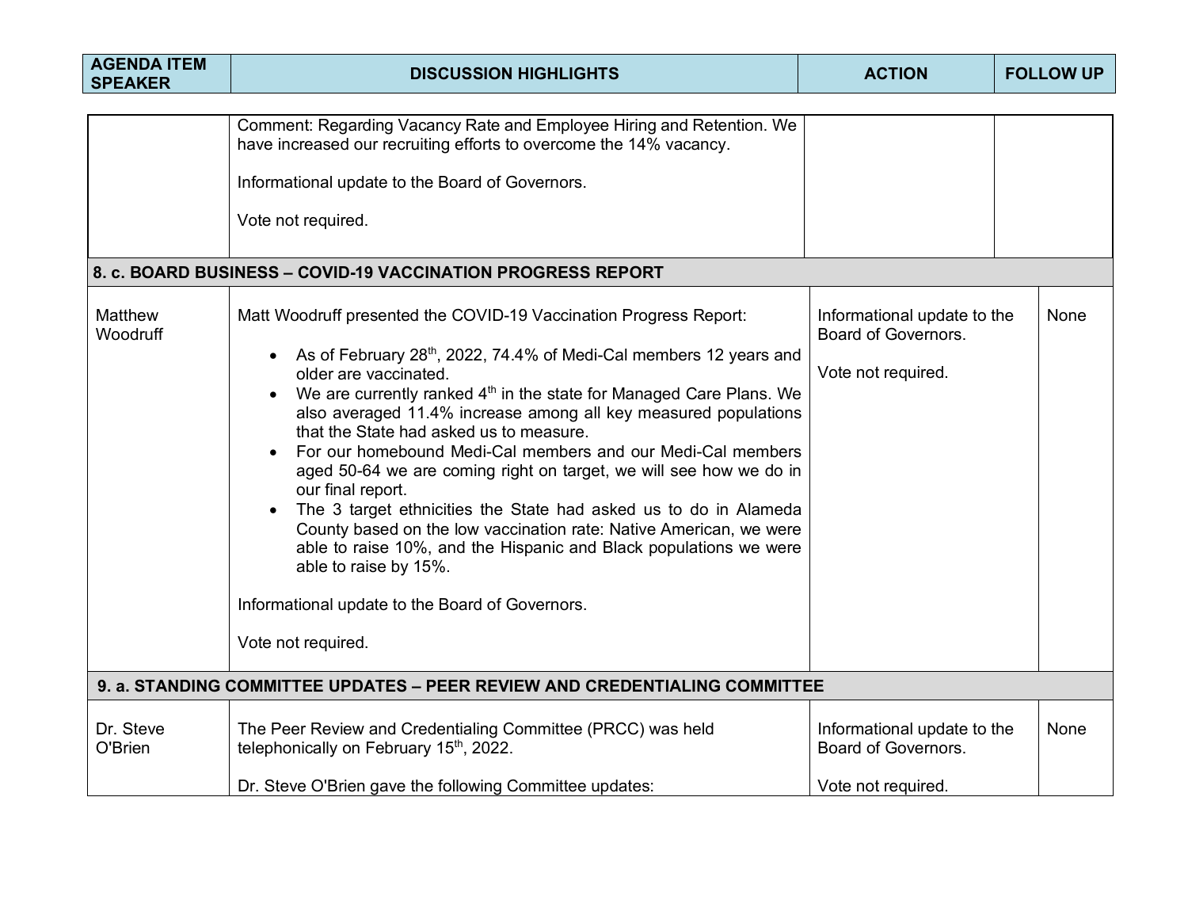| AGENDA ITEM SPEAKER | DISCUSSION HIGHLIGHTS | ACTION | FOLLOW UP |
|---|---|---|---|
| | Comment: Regarding Vacancy Rate and Employee Hiring and Retention. We have increased our recruiting efforts to overcome the 14% vacancy.<br><br>Informational update to the Board of Governors.<br><br>Vote not required. | | |
| **8. c. BOARD BUSINESS – COVID-19 VACCINATION PROGRESS REPORT** | | | |
| Matthew Woodruff | Matt Woodruff presented the COVID-19 Vaccination Progress Report:<br><br>• As of February 28th, 2022, 74.4% of Medi-Cal members 12 years and older are vaccinated.<br>• We are currently ranked 4th in the state for Managed Care Plans. We also averaged 11.4% increase among all key measured populations that the State had asked us to measure.<br>• For our homebound Medi-Cal members and our Medi-Cal members aged 50-64 we are coming right on target, we will see how we do in our final report.<br>• The 3 target ethnicities the State had asked us to do in Alameda County based on the low vaccination rate: Native American, we were able to raise 10%, and the Hispanic and Black populations we were able to raise by 15%.<br><br>Informational update to the Board of Governors.<br><br>Vote not required. | Informational update to the Board of Governors.<br><br>Vote not required. | None |
| **9. a. STANDING COMMITTEE UPDATES – PEER REVIEW AND CREDENTIALING COMMITTEE** | | | |
| Dr. Steve O'Brien | The Peer Review and Credentialing Committee (PRCC) was held telephonically on February 15th, 2022.<br><br>Dr. Steve O'Brien gave the following Committee updates: | Informational update to the Board of Governors.<br><br>Vote not required. | None |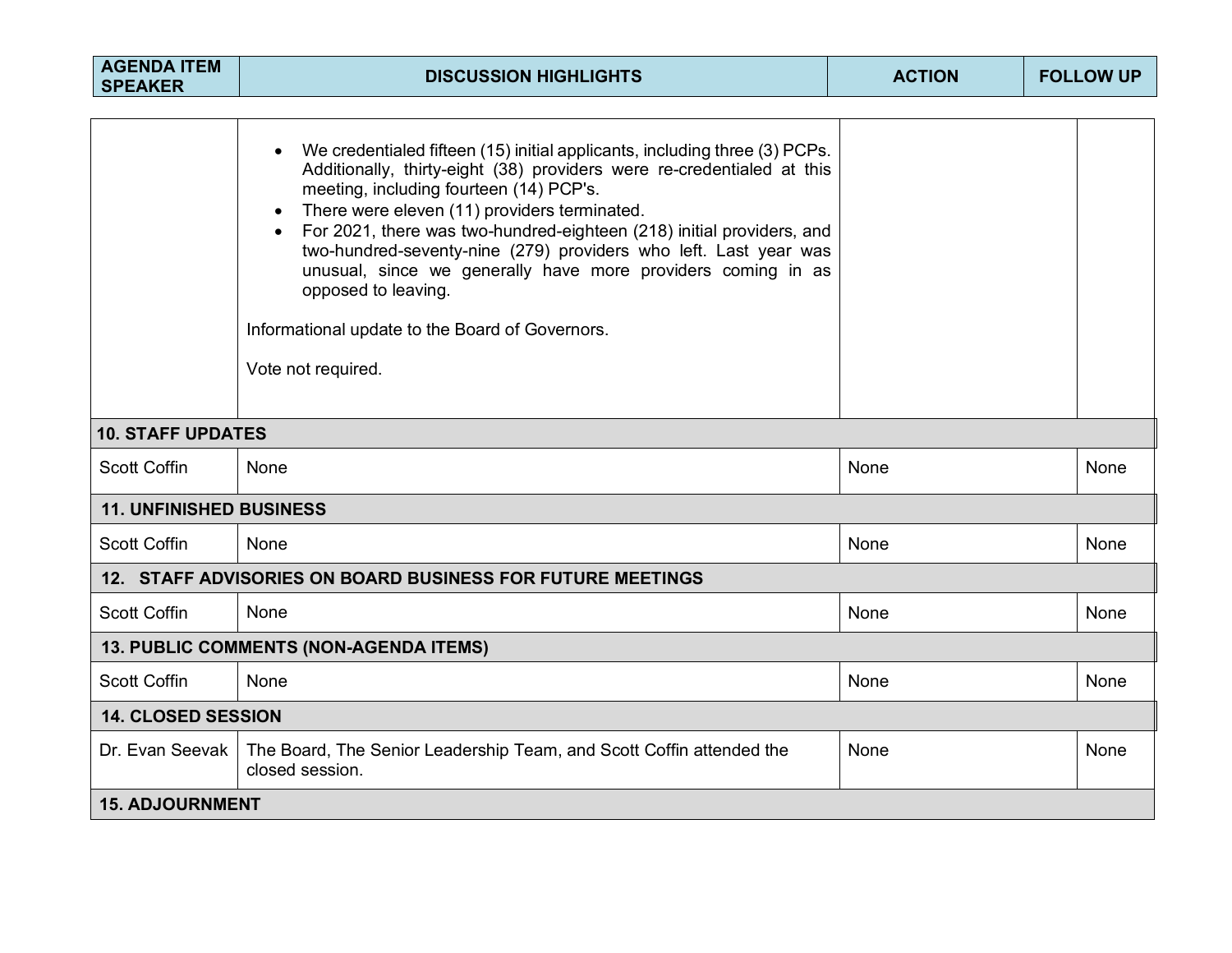| AGENDA ITEM SPEAKER | DISCUSSION HIGHLIGHTS | ACTION | FOLLOW UP |
|---|---|---|---|
| | • We credentialed fifteen (15) initial applicants, including three (3) PCPs. Additionally, thirty-eight (38) providers were re-credentialed at this meeting, including fourteen (14) PCP's.<br>• There were eleven (11) providers terminated.<br>• For 2021, there was two-hundred-eighteen (218) initial providers, and two-hundred-seventy-nine (279) providers who left. Last year was unusual, since we generally have more providers coming in as opposed to leaving.<br><br>Informational update to the Board of Governors.<br><br>Vote not required. | | |
| **10. STAFF UPDATES** | | | |
| Scott Coffin | None | None | None |
| **11. UNFINISHED BUSINESS** | | | |
| Scott Coffin | None | None | None |
| **12. STAFF ADVISORIES ON BOARD BUSINESS FOR FUTURE MEETINGS** | | | |
| Scott Coffin | None | None | None |
| **13. PUBLIC COMMENTS (NON-AGENDA ITEMS)** | | | |
| Scott Coffin | None | None | None |
| **14. CLOSED SESSION** | | | |
| Dr. Evan Seevak | The Board, The Senior Leadership Team, and Scott Coffin attended the closed session. | None | None |
| **15. ADJOURNMENT** | | | |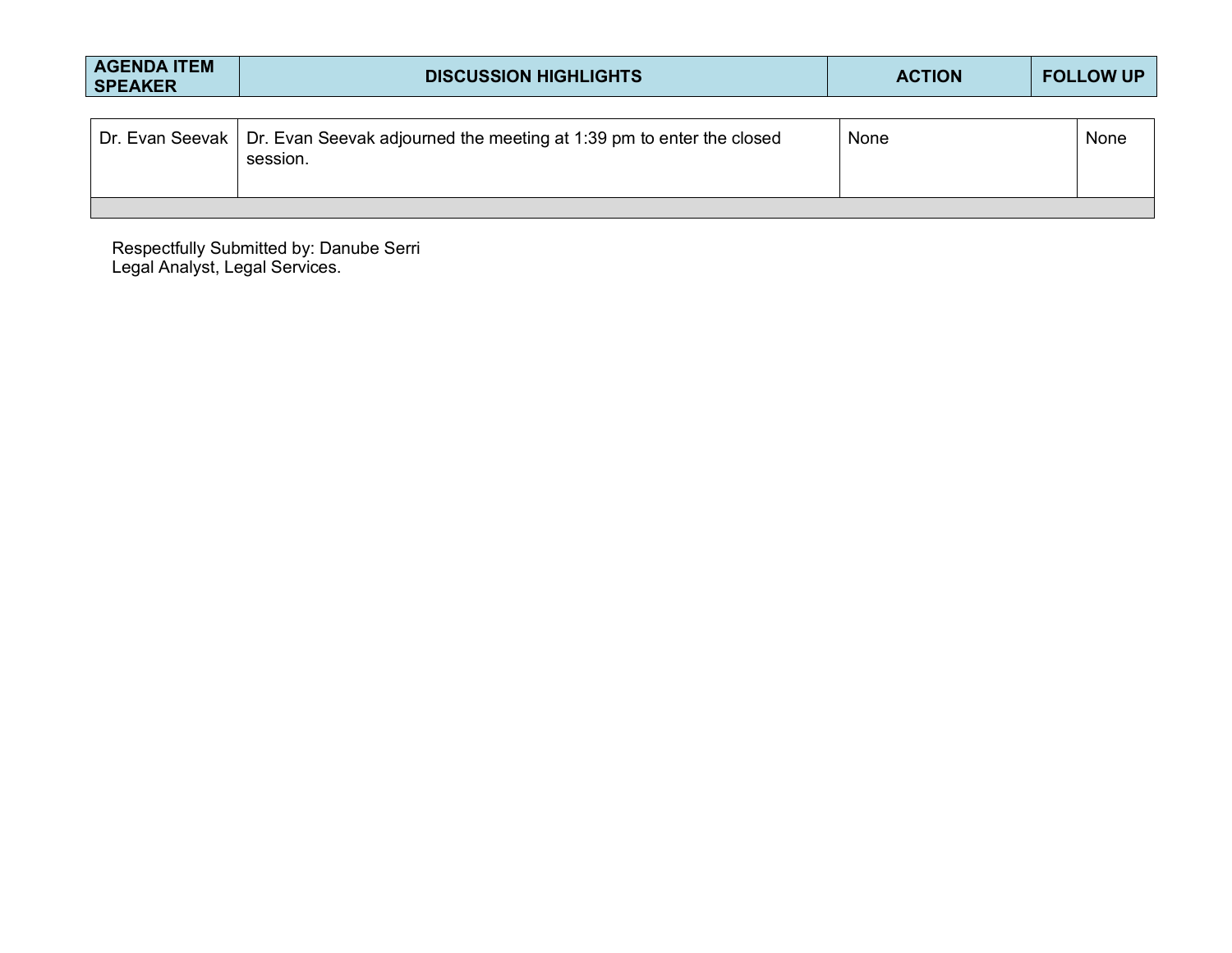| AGENDA ITEM SPEAKER | DISCUSSION HIGHLIGHTS | ACTION | FOLLOW UP |
|---|---|---|---|
| Dr. Evan Seevak | Dr. Evan Seevak adjourned the meeting at 1:39 pm to enter the closed session. | None | None |
| | | | |

Respectfully Submitted by: Danube Serri
Legal Analyst, Legal Services.